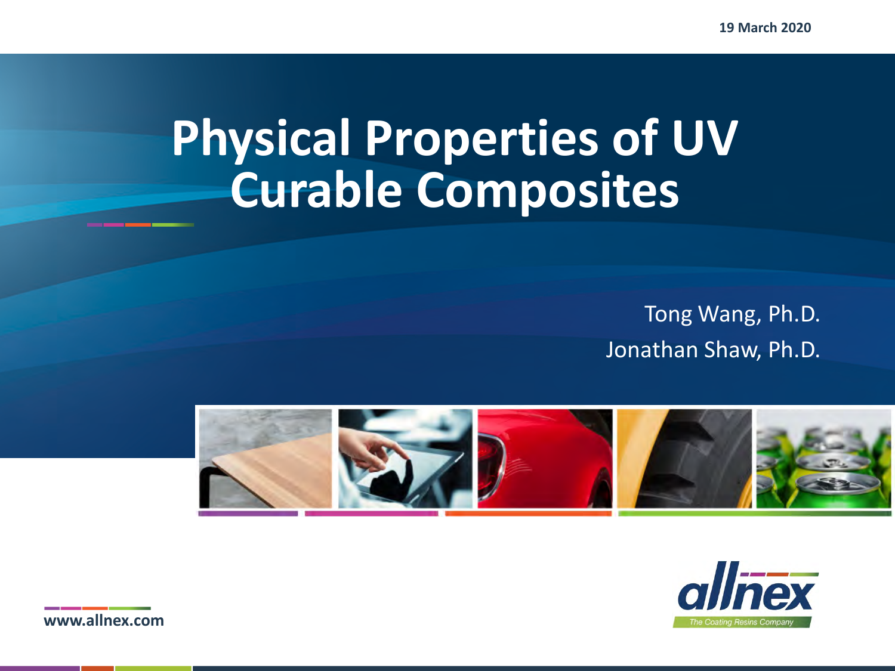19 March 2020

# Physical Properties of UV Curable Composites

Tong Wang, Ph.D.

Jonathan Shaw, Ph.D.

allnex

The Coating Resins Company

www.allnex.com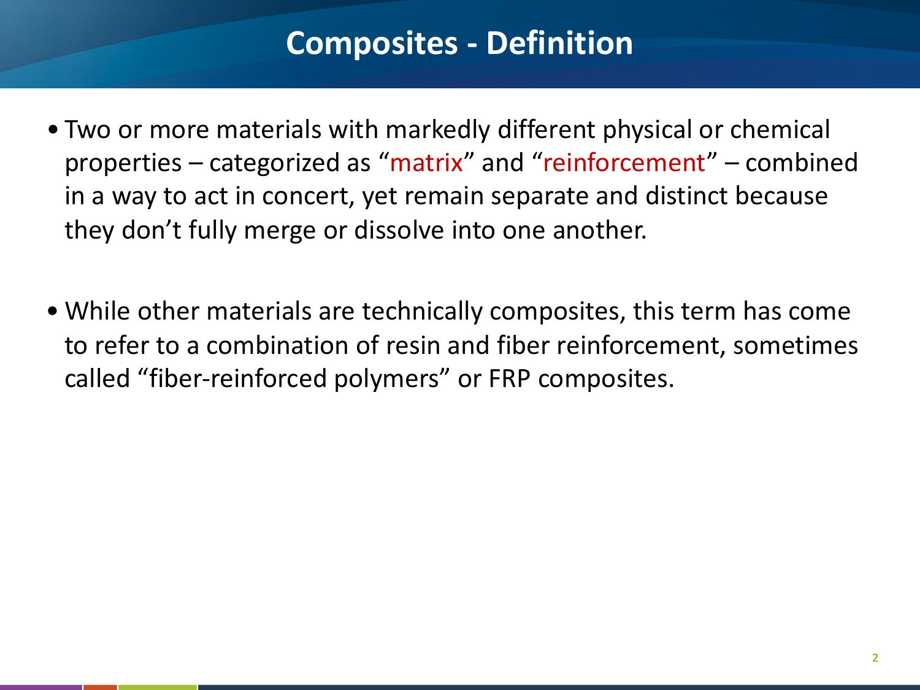# Composites - Definition

- Two or more materials with markedly different physical or chemical properties – categorized as “matrix” and “reinforcement” – combined in a way to act in concert, yet remain separate and distinct because they don’t fully merge or dissolve into one another.

- While other materials are technically composites, this term has come to refer to a combination of resin and fiber reinforcement, sometimes called “fiber-reinforced polymers” or FRP composites.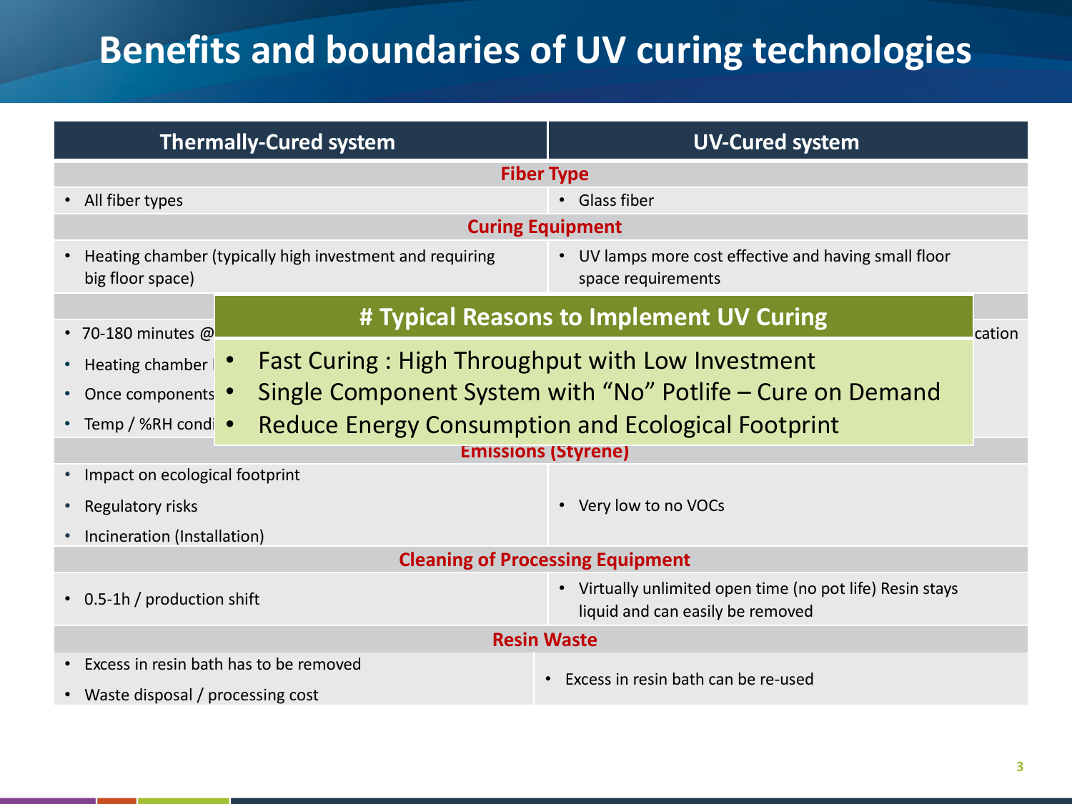# Benefits and boundaries of UV curing technologies

| Thermally-Cured system | UV-Cured system |
| --- | --- |
| **Fiber Type** | |
| • All fiber types | • Glass fiber |
| **Curing Equipment** | |
| • Heating chamber (typically high investment and requiring big floor space) | • UV lamps more cost effective and having small floor space requirements |
| | |
| • 70-180 minutes @ | cation |
| • Heating chamber | |
| • Once components | |
| • Temp / %RH condi | |
| **Emissions (Styrene)** | |
| • Impact on ecological footprint<br>• Regulatory risks<br>• Incineration (Installation) | • Very low to no VOCs |
| **Cleaning of Processing Equipment** | |
| • 0.5-1h / production shift | • Virtually unlimited open time (no pot life) Resin stays liquid and can easily be removed |
| **Resin Waste** | |
| • Excess in resin bath has to be removed<br>• Waste disposal / processing cost | • Excess in resin bath can be re-used |

## # Typical Reasons to Implement UV Curing

- Fast Curing : High Throughput with Low Investment
- Single Component System with “No” Potlife – Cure on Demand
- Reduce Energy Consumption and Ecological Footprint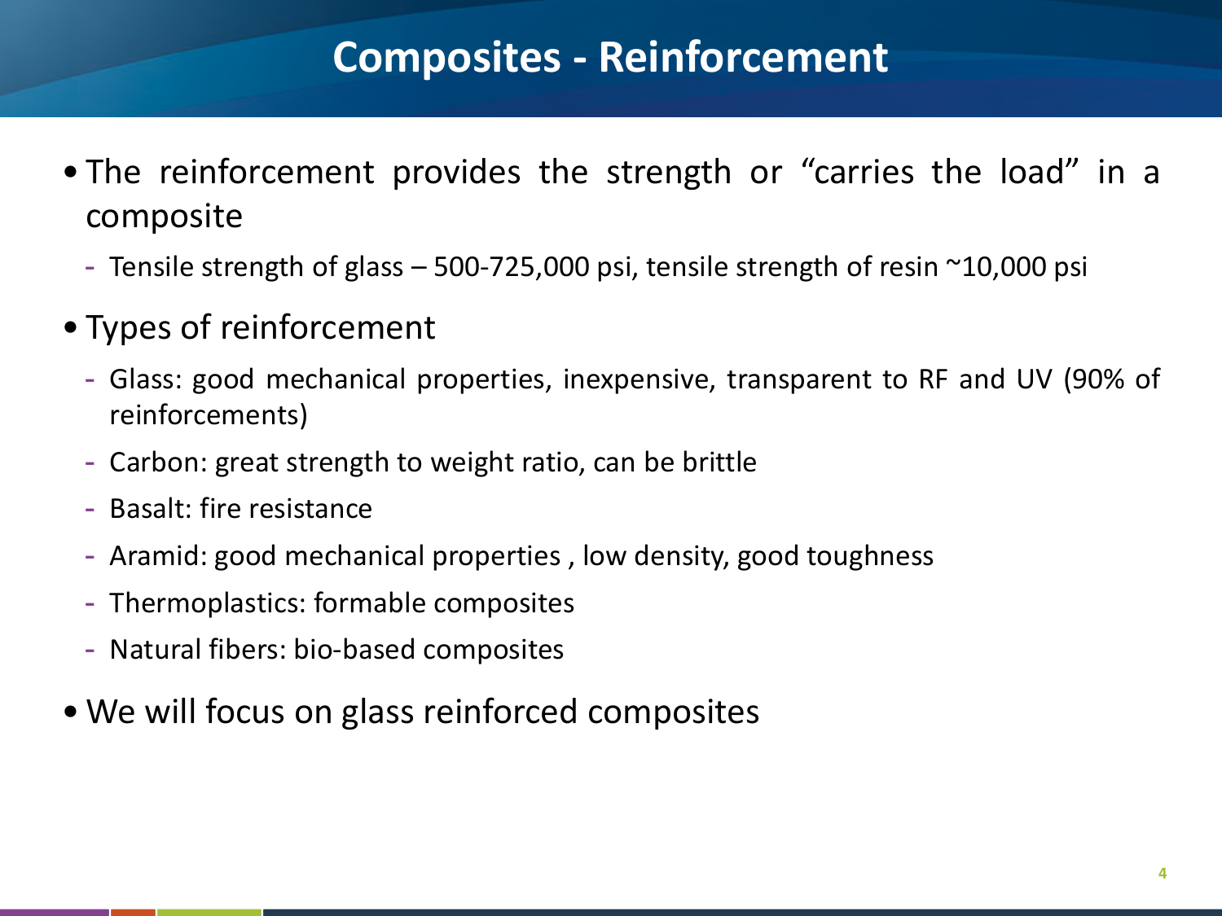# Composites - Reinforcement

- The reinforcement provides the strength or “carries the load” in a composite
  - Tensile strength of glass – 500-725,000 psi, tensile strength of resin ~10,000 psi
- Types of reinforcement
  - Glass: good mechanical properties, inexpensive, transparent to RF and UV (90% of reinforcements)
  - Carbon: great strength to weight ratio, can be brittle
  - Basalt: fire resistance
  - Aramid: good mechanical properties , low density, good toughness
  - Thermoplastics: formable composites
  - Natural fibers: bio-based composites
- We will focus on glass reinforced composites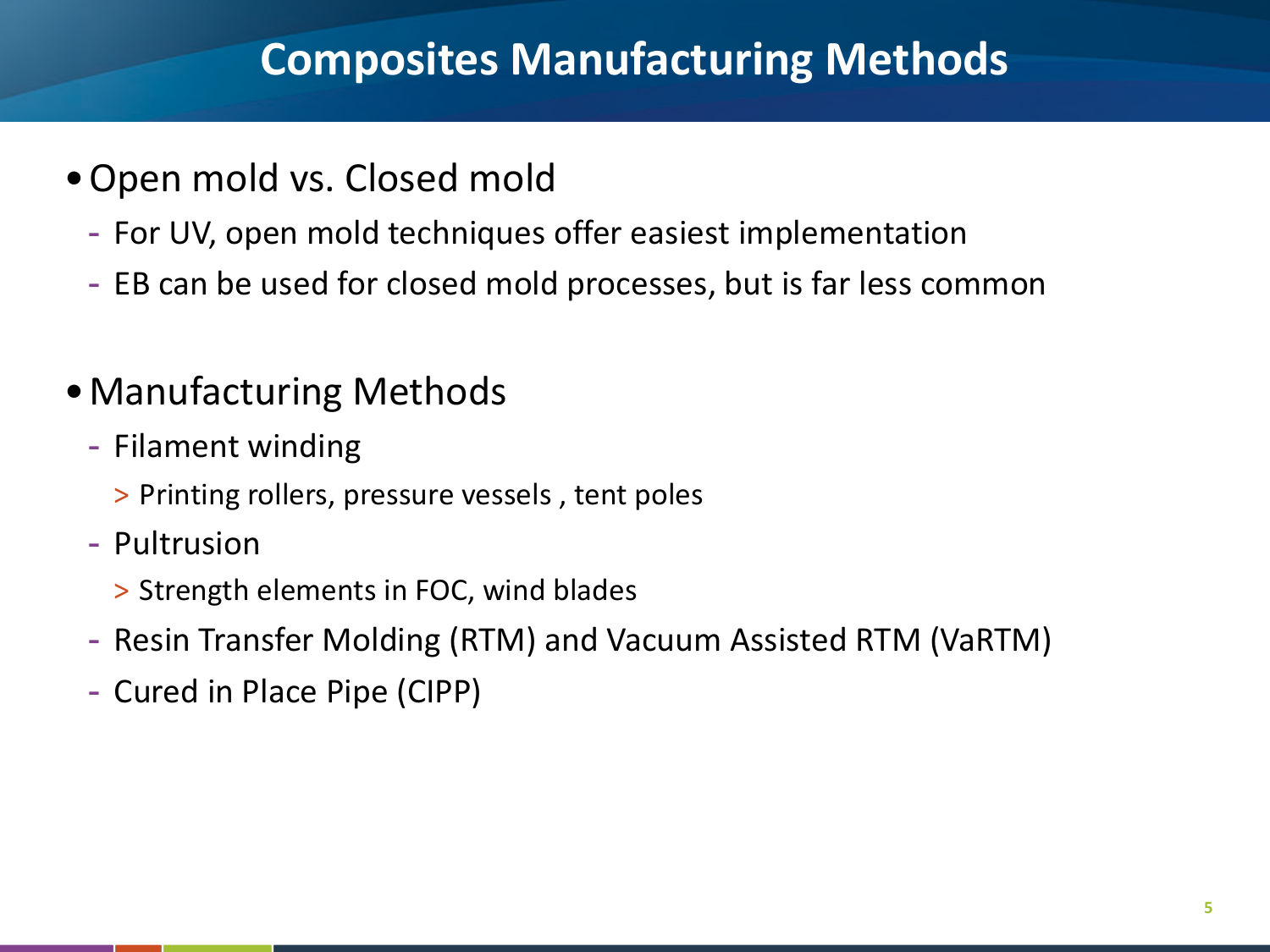# Composites Manufacturing Methods

- Open mold vs. Closed mold
  - For UV, open mold techniques offer easiest implementation
  - EB can be used for closed mold processes, but is far less common

- Manufacturing Methods
  - Filament winding
    - Printing rollers, pressure vessels , tent poles
  - Pultrusion
    - Strength elements in FOC, wind blades
  - Resin Transfer Molding (RTM) and Vacuum Assisted RTM (VaRTM)
  - Cured in Place Pipe (CIPP)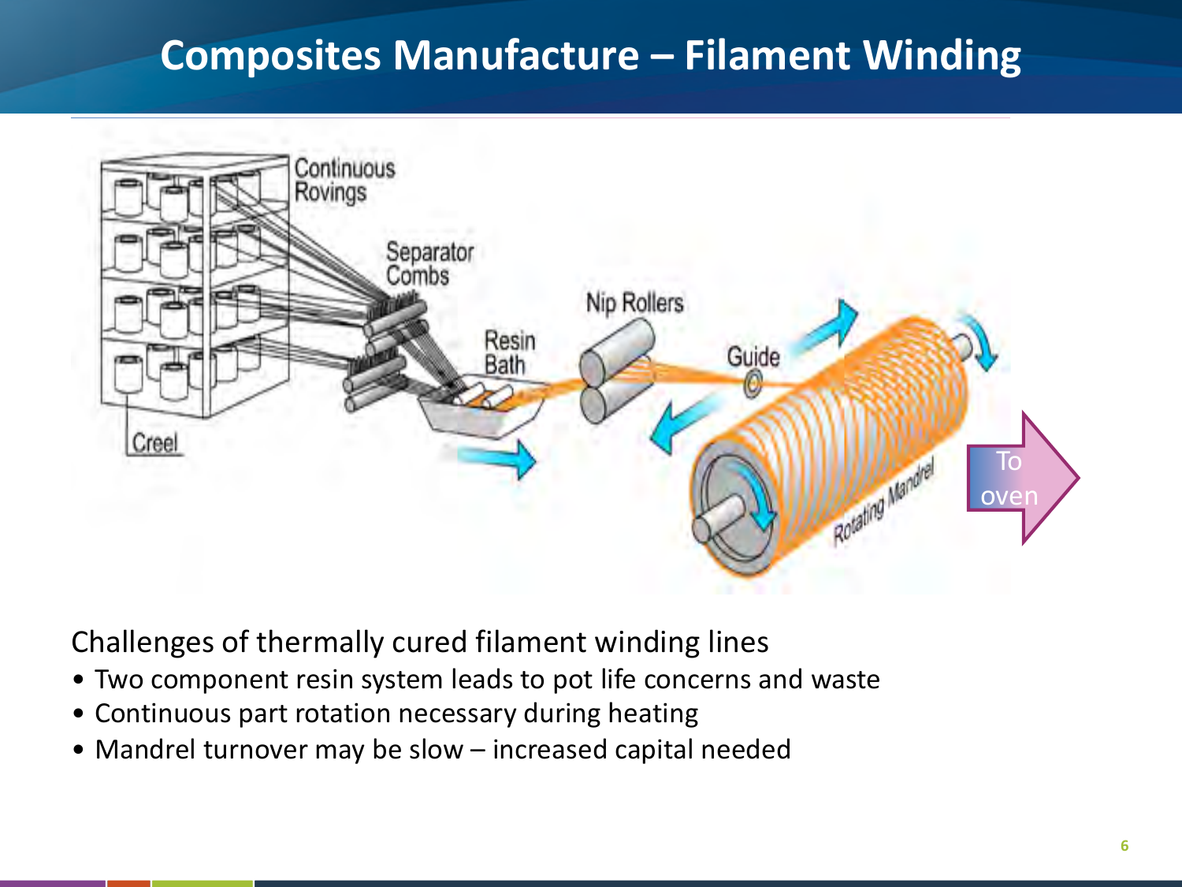# Composites Manufacture – Filament Winding

Continuous Rovings

Separator Combs

Nip Rollers

Resin Bath

Guide

Creel

Rotating Mandrel

To oven

Challenges of thermally cured filament winding lines

- Two component resin system leads to pot life concerns and waste
- Continuous part rotation necessary during heating
- Mandrel turnover may be slow – increased capital needed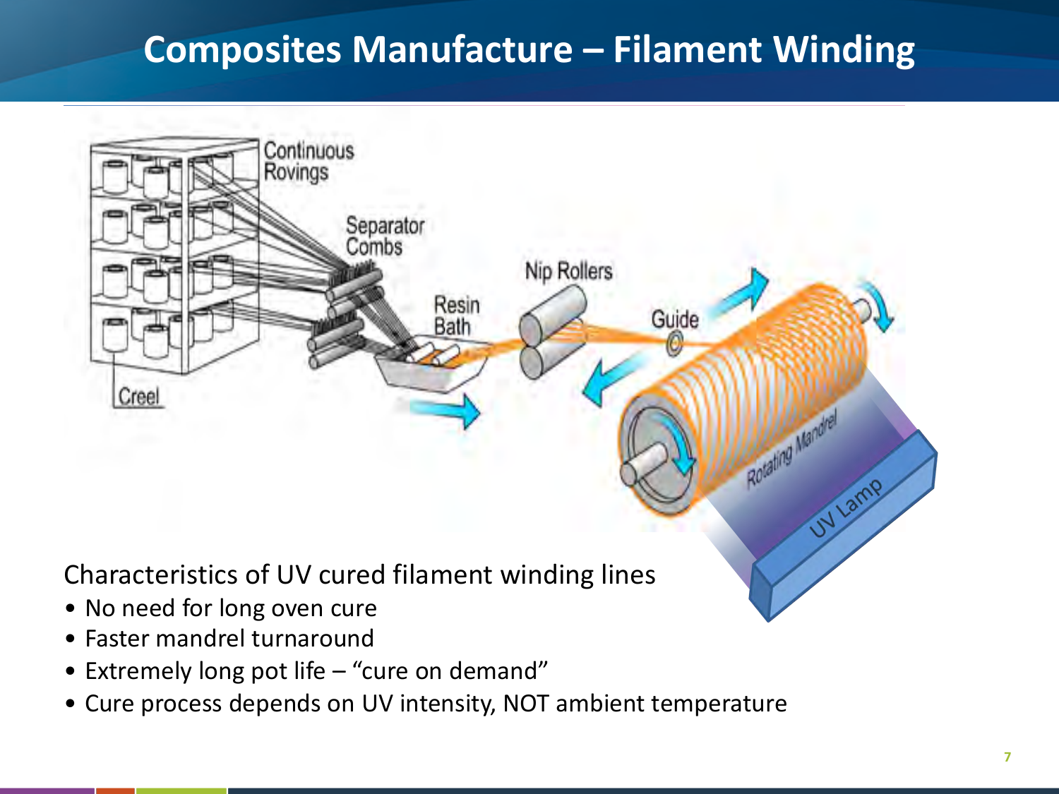# Composites Manufacture – Filament Winding

Characteristics of UV cured filament winding lines

- No need for long oven cure
- Faster mandrel turnaround
- Extremely long pot life – "cure on demand"
- Cure process depends on UV intensity, NOT ambient temperature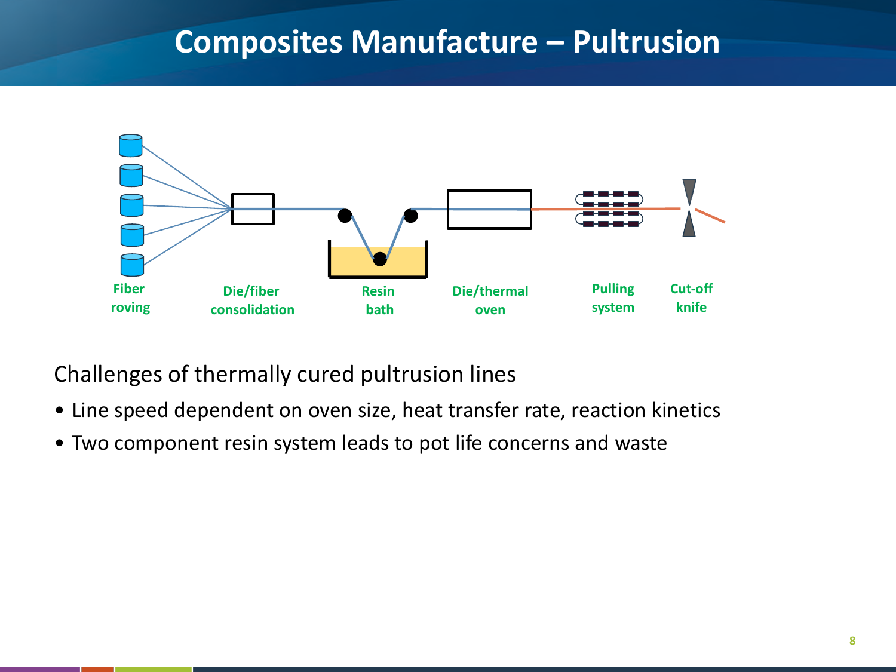# Composites Manufacture – Pultrusion

Fiber roving | Die/fiber consolidation | Resin bath | Die/thermal oven | Pulling system | Cut-off knife

Challenges of thermally cured pultrusion lines

- Line speed dependent on oven size, heat transfer rate, reaction kinetics
- Two component resin system leads to pot life concerns and waste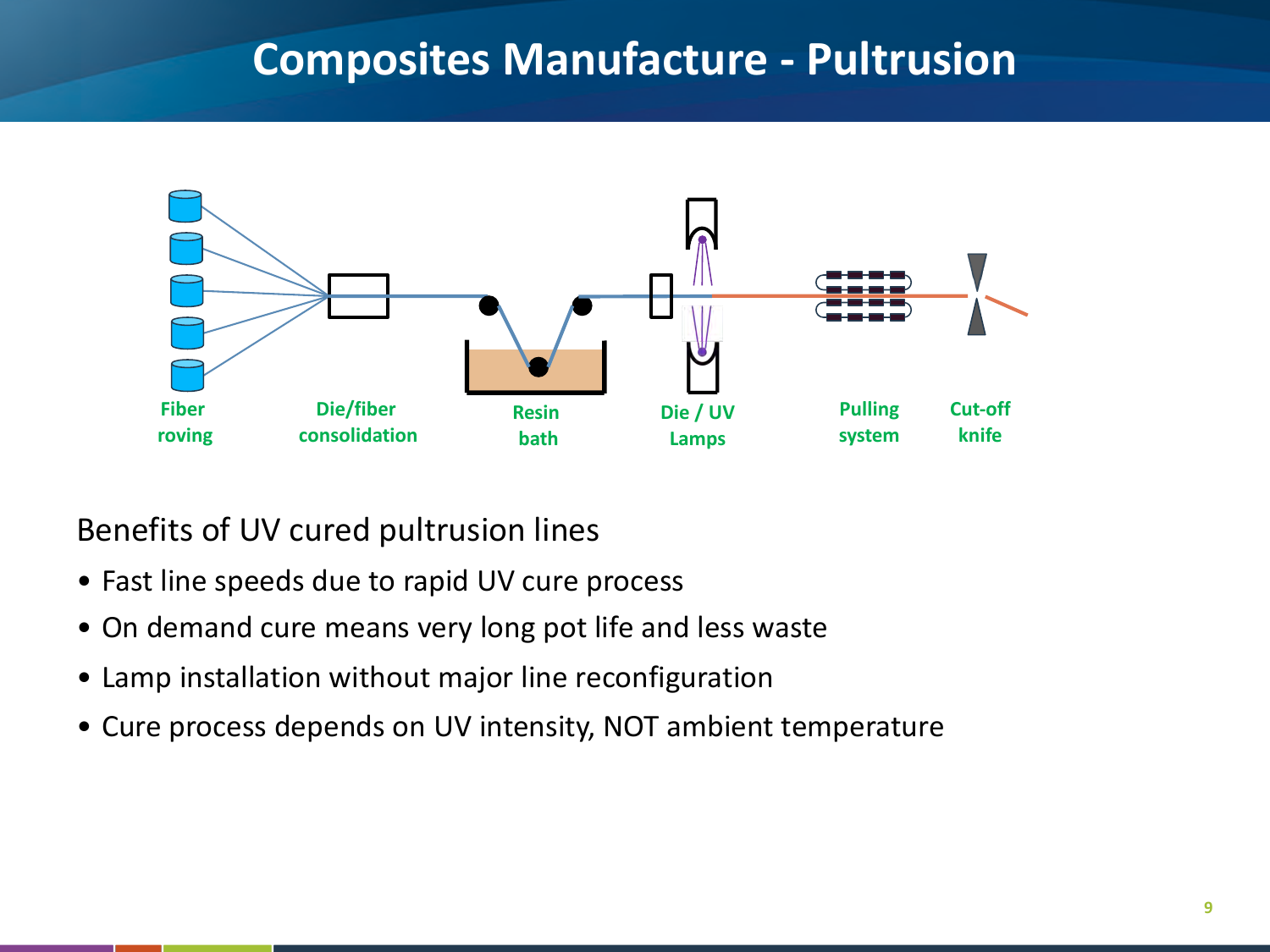# Composites Manufacture - Pultrusion

Fiber roving | Die/fiber consolidation | Resin bath | Die / UV Lamps | Pulling system | Cut-off knife

Benefits of UV cured pultrusion lines

- Fast line speeds due to rapid UV cure process
- On demand cure means very long pot life and less waste
- Lamp installation without major line reconfiguration
- Cure process depends on UV intensity, NOT ambient temperature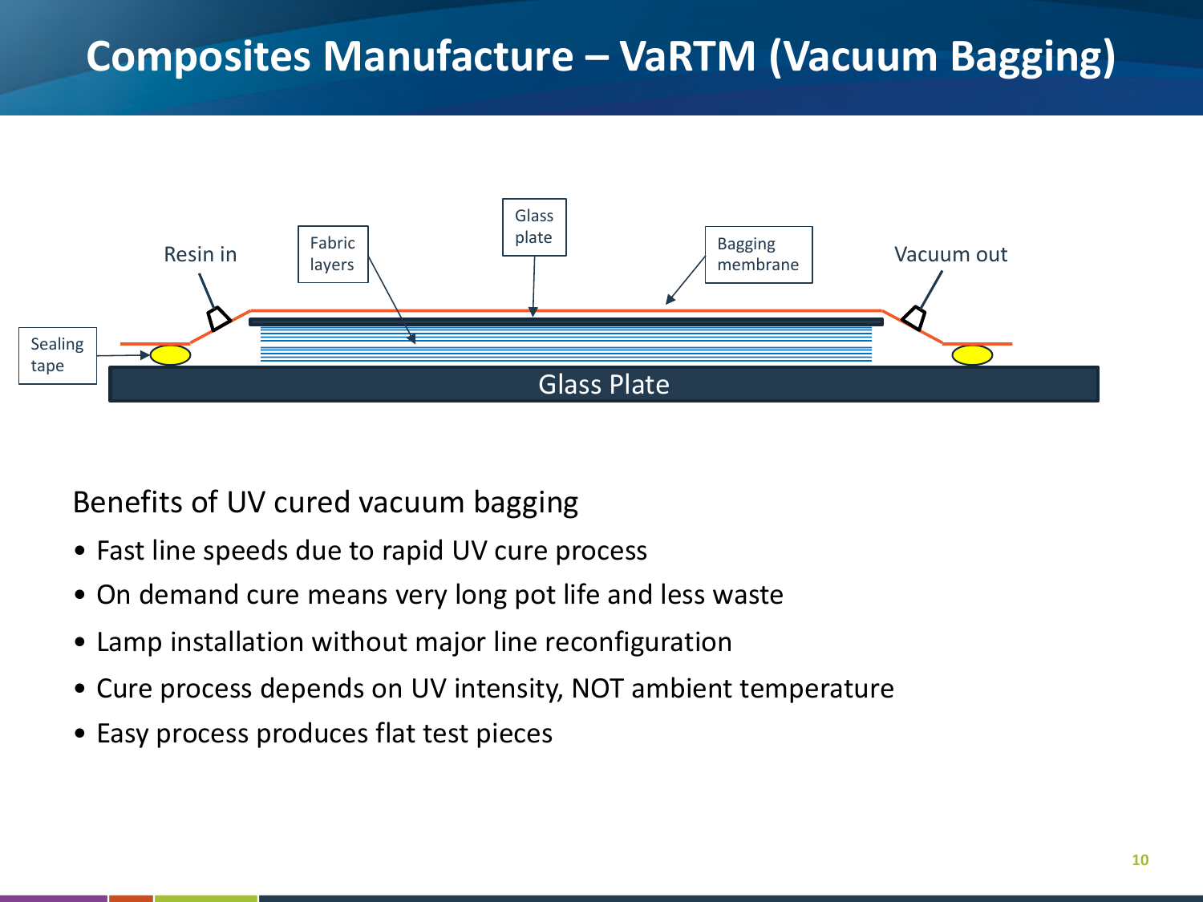# Composites Manufacture – VaRTM (Vacuum Bagging)

Resin in

Fabric layers

Glass plate

Bagging membrane

Vacuum out

Sealing tape

Glass Plate

Benefits of UV cured vacuum bagging

- Fast line speeds due to rapid UV cure process
- On demand cure means very long pot life and less waste
- Lamp installation without major line reconfiguration
- Cure process depends on UV intensity, NOT ambient temperature
- Easy process produces flat test pieces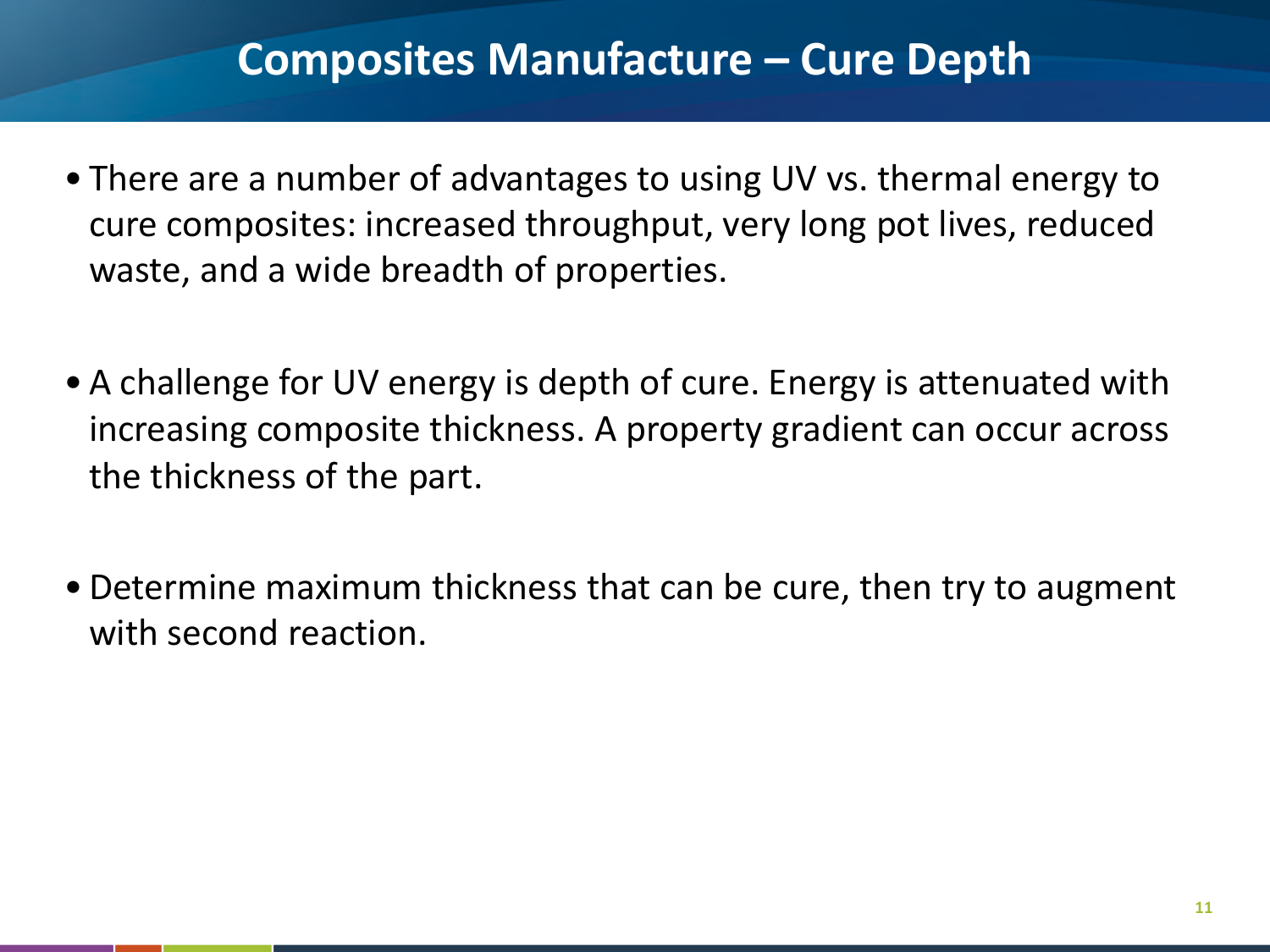# Composites Manufacture – Cure Depth

- There are a number of advantages to using UV vs. thermal energy to cure composites: increased throughput, very long pot lives, reduced waste, and a wide breadth of properties.

- A challenge for UV energy is depth of cure. Energy is attenuated with increasing composite thickness. A property gradient can occur across the thickness of the part.

- Determine maximum thickness that can be cure, then try to augment with second reaction.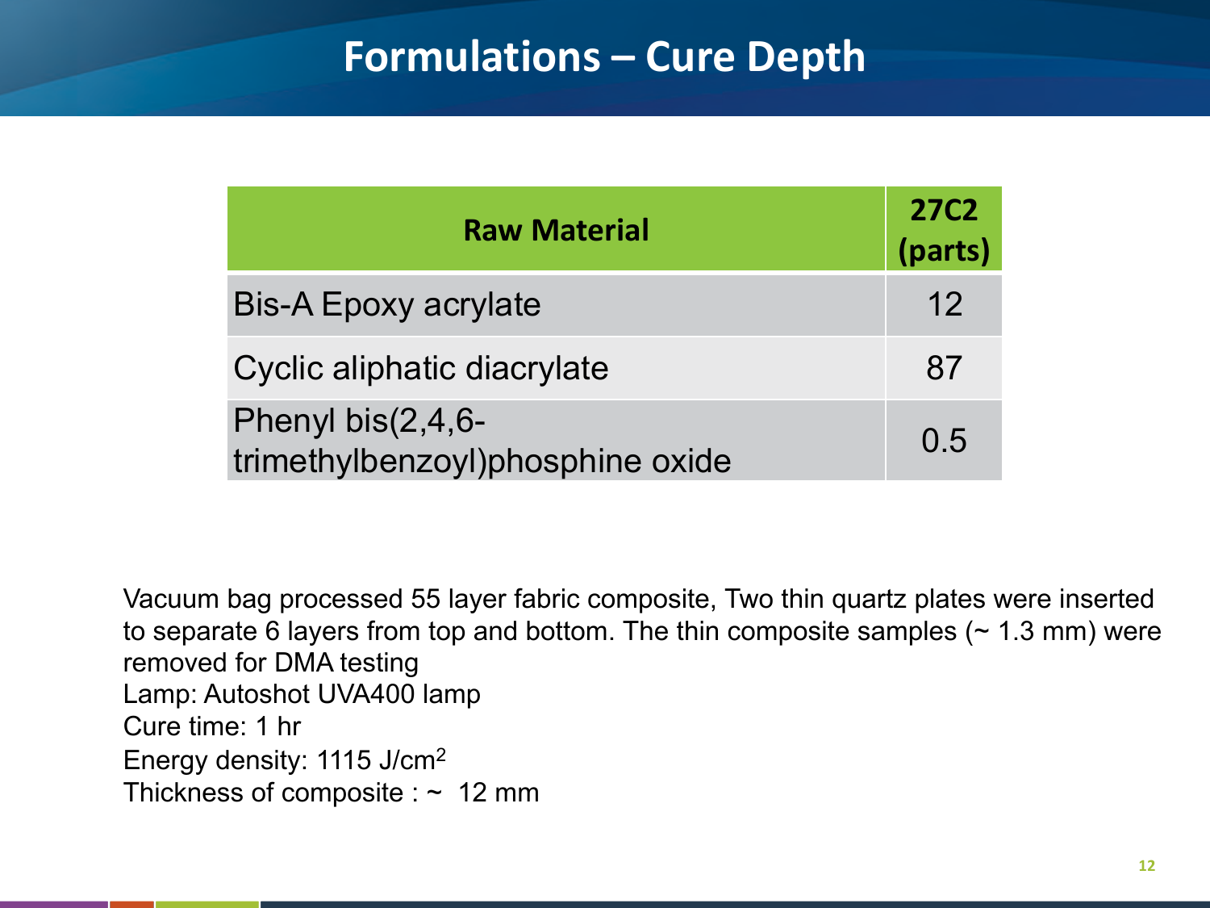# Formulations – Cure Depth

| Raw Material | 27C2 (parts) |
| --- | --- |
| Bis-A Epoxy acrylate | 12 |
| Cyclic aliphatic diacrylate | 87 |
| Phenyl bis(2,4,6-trimethylbenzoyl)phosphine oxide | 0.5 |

Vacuum bag processed 55 layer fabric composite, Two thin quartz plates were inserted to separate 6 layers from top and bottom. The thin composite samples (~ 1.3 mm) were removed for DMA testing

Lamp: Autoshot UVA400 lamp

Cure time: 1 hr

Energy density: 1115 J/cm$^2$

Thickness of composite : ~ 12 mm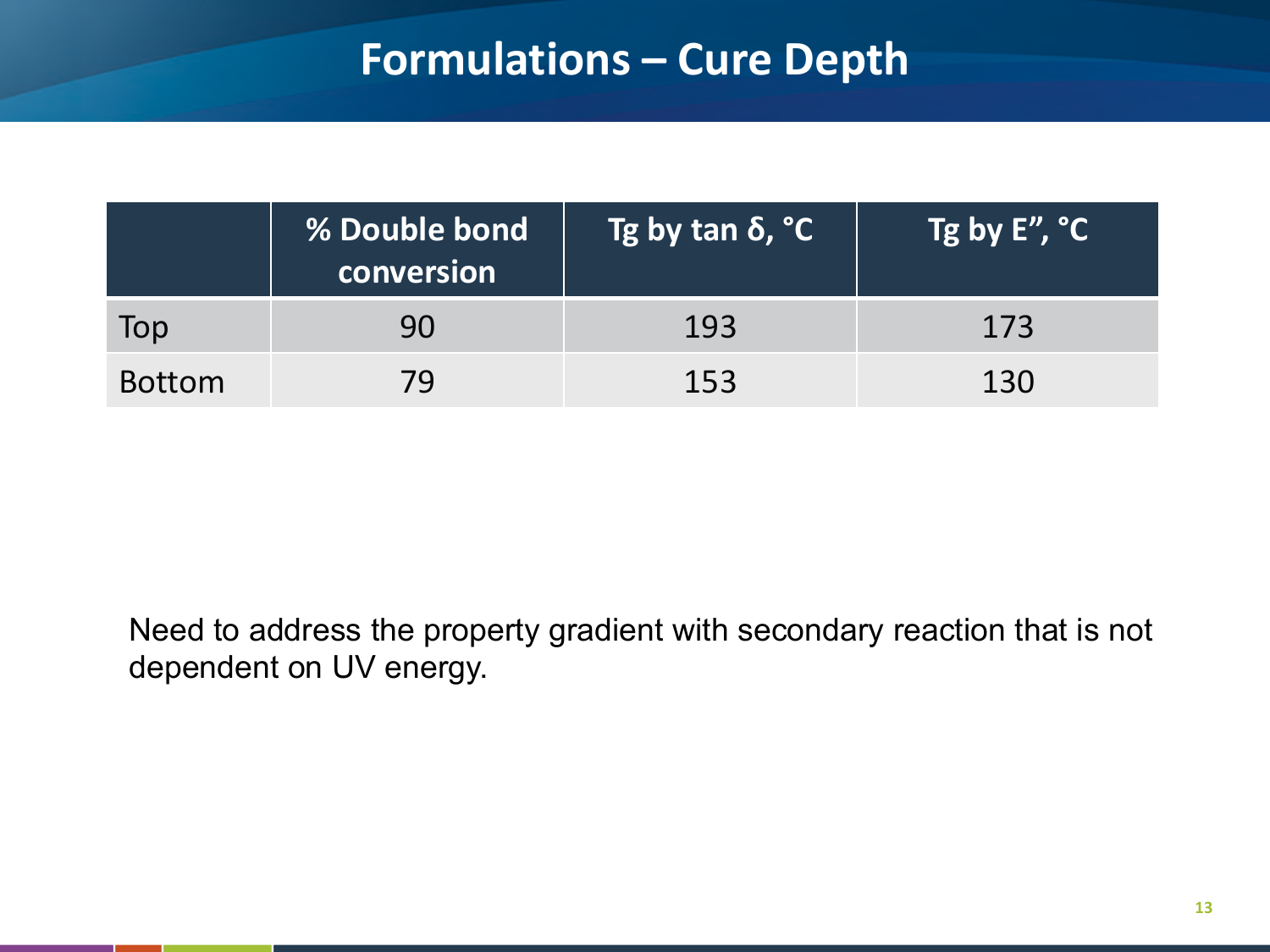# Formulations – Cure Depth

| | % Double bond conversion | Tg by tan δ, °C | Tg by E”, °C |
|---|---|---|---|
| Top | 90 | 193 | 173 |
| Bottom | 79 | 153 | 130 |

Need to address the property gradient with secondary reaction that is not dependent on UV energy.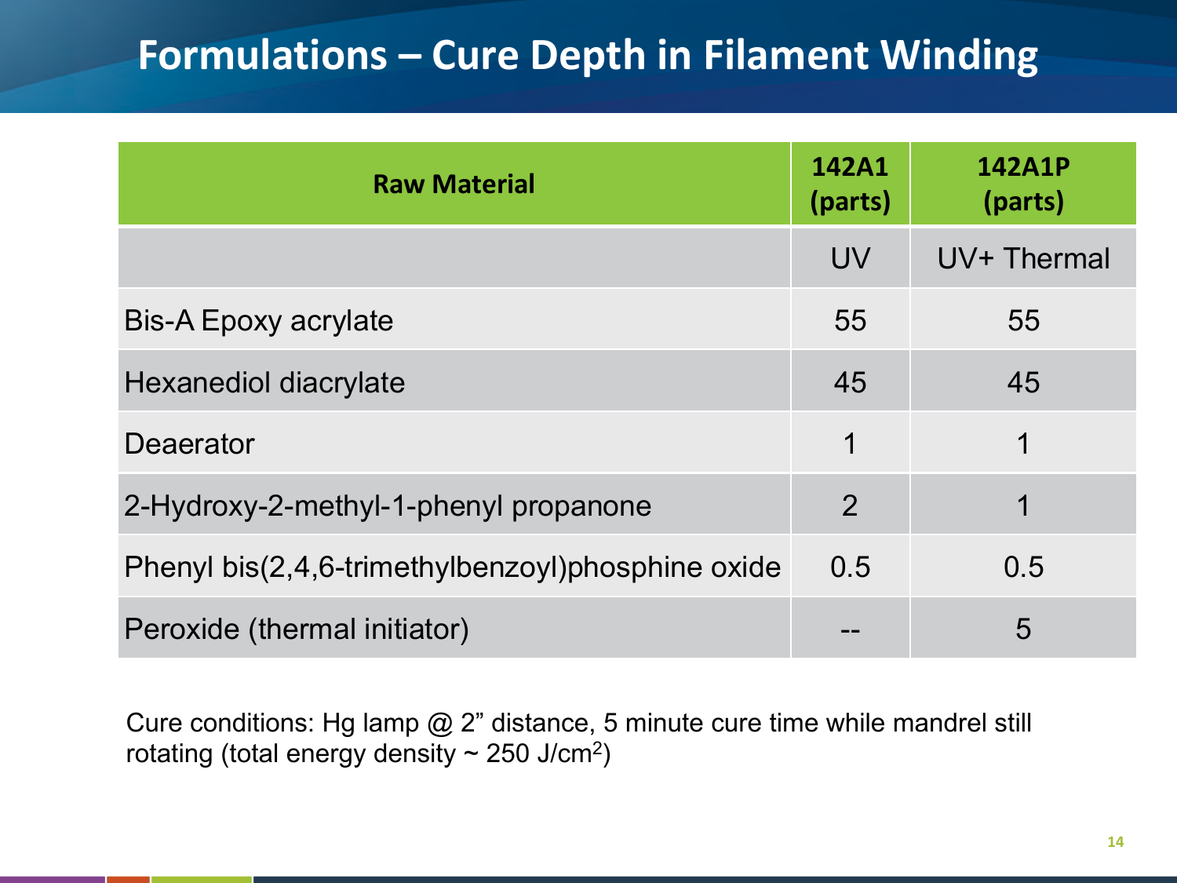# Formulations – Cure Depth in Filament Winding

| Raw Material | 142A1 (parts) | 142A1P (parts) |
|---|---|---|
| | UV | UV+ Thermal |
| Bis-A Epoxy acrylate | 55 | 55 |
| Hexanediol diacrylate | 45 | 45 |
| Deaerator | 1 | 1 |
| 2-Hydroxy-2-methyl-1-phenyl propanone | 2 | 1 |
| Phenyl bis(2,4,6-trimethylbenzoyl)phosphine oxide | 0.5 | 0.5 |
| Peroxide (thermal initiator) | -- | 5 |

Cure conditions: Hg lamp @ 2” distance, 5 minute cure time while mandrel still rotating (total energy density ~ 250 $J/cm^2$)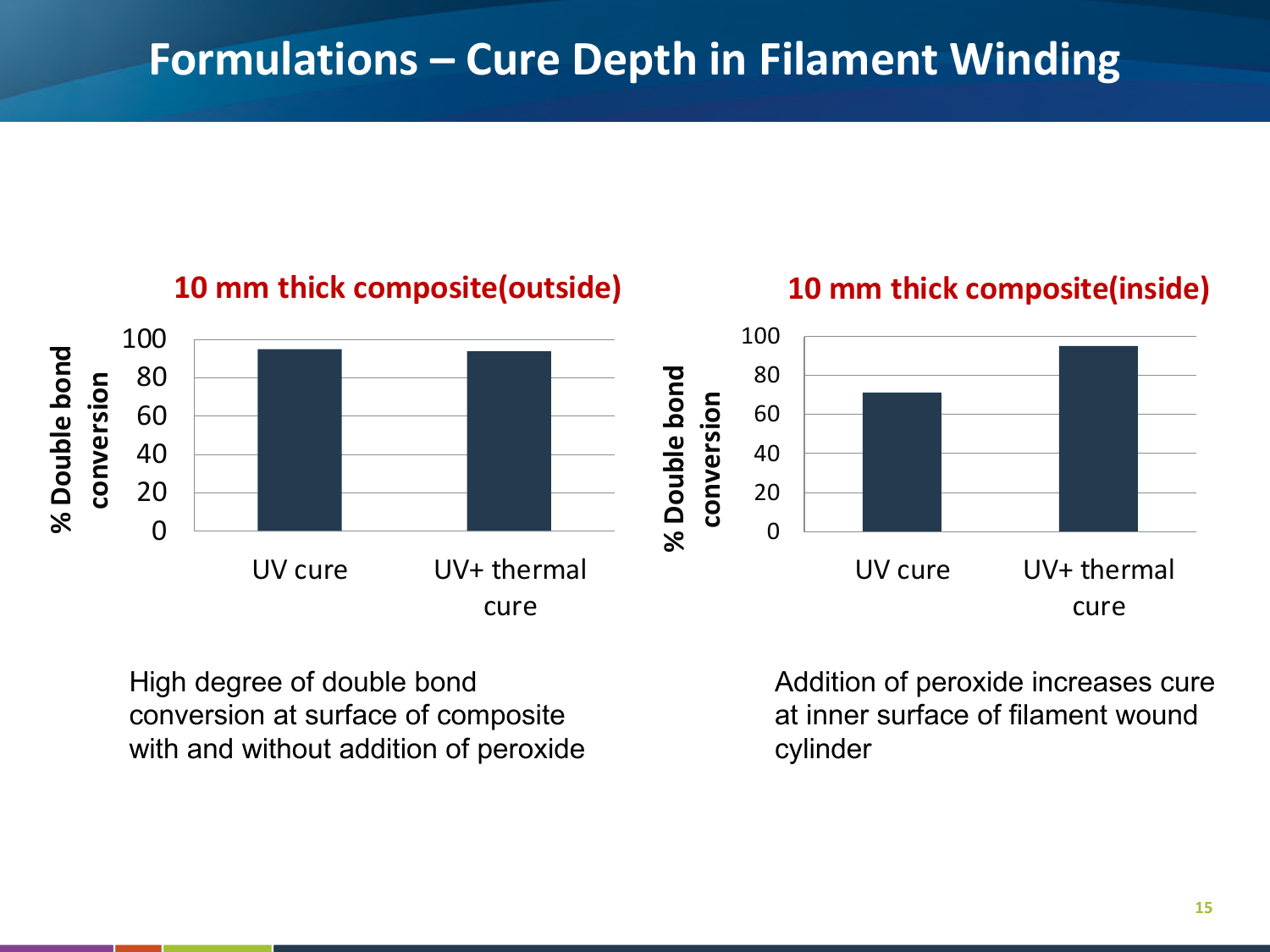# Formulations – Cure Depth in Filament Winding

**10 mm thick composite(outside)**

% Double bond conversion

100, 80, 60, 40, 20, 0

UV cure | UV+ thermal cure

High degree of double bond conversion at surface of composite with and without addition of peroxide

**10 mm thick composite(inside)**

% Double bond conversion

100, 80, 60, 40, 20, 0

UV cure | UV+ thermal cure

Addition of peroxide increases cure at inner surface of filament wound cylinder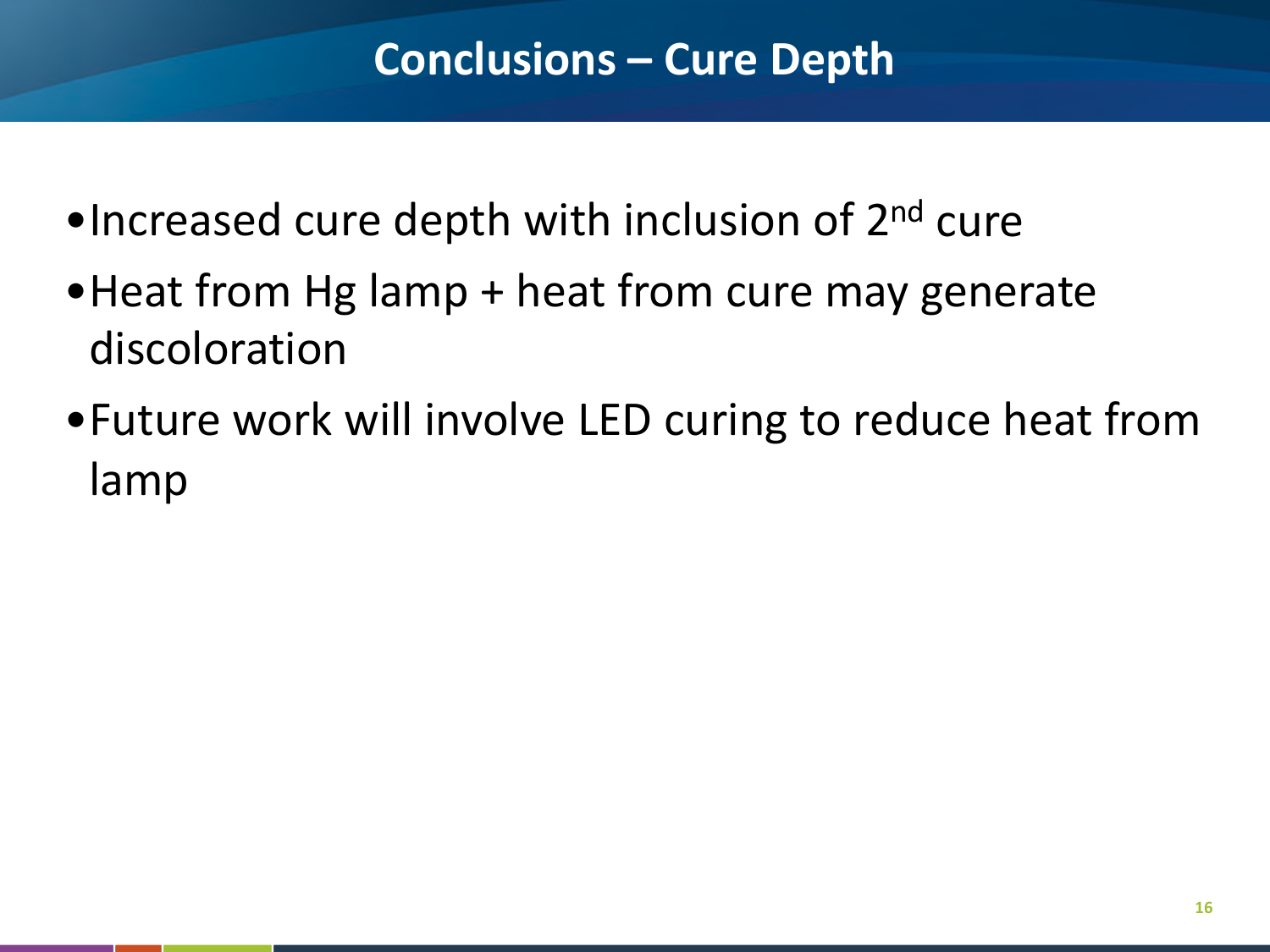# Conclusions – Cure Depth

- Increased cure depth with inclusion of 2nd cure
- Heat from Hg lamp + heat from cure may generate discoloration
- Future work will involve LED curing to reduce heat from lamp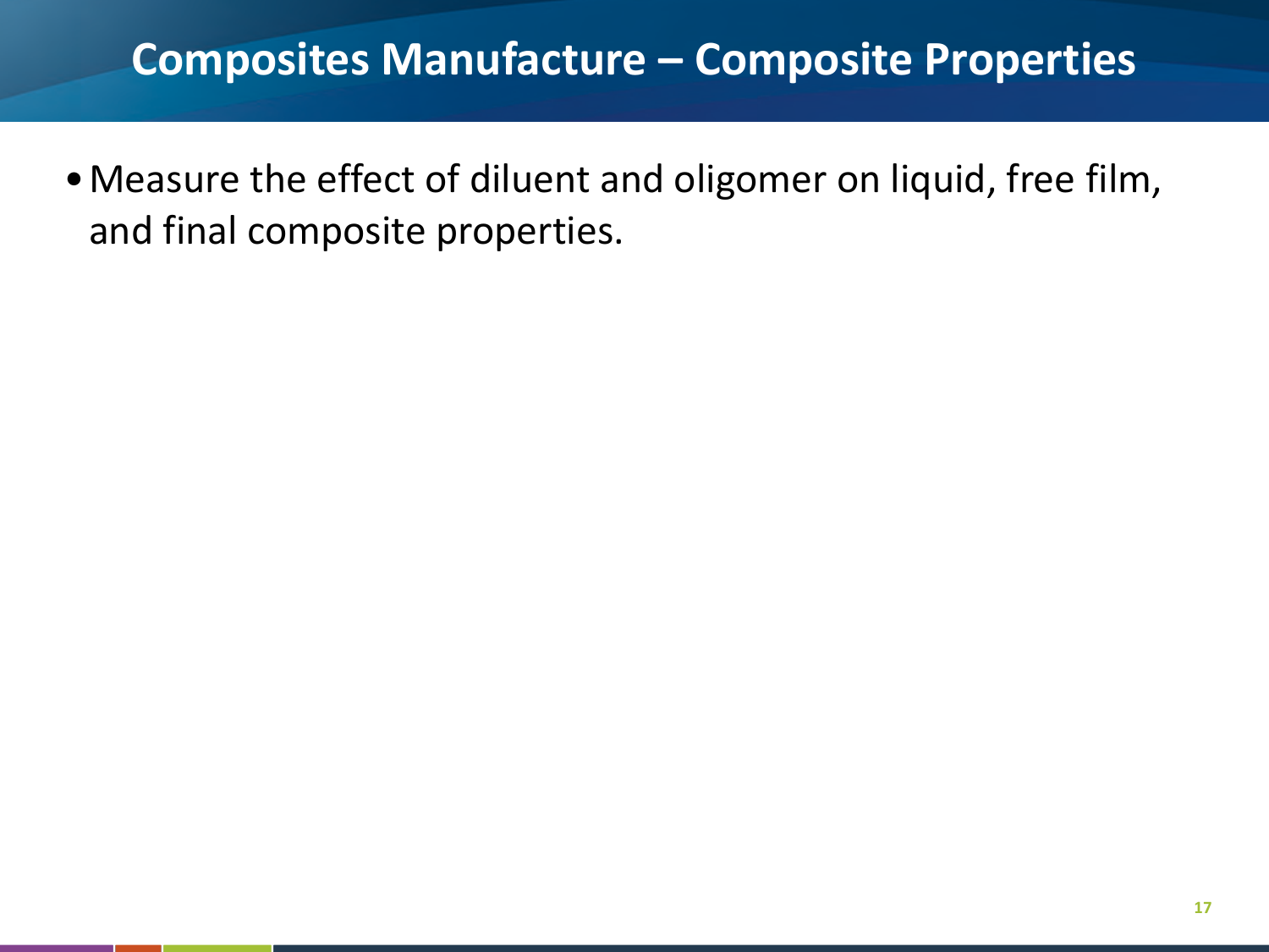# Composites Manufacture – Composite Properties

- Measure the effect of diluent and oligomer on liquid, free film, and final composite properties.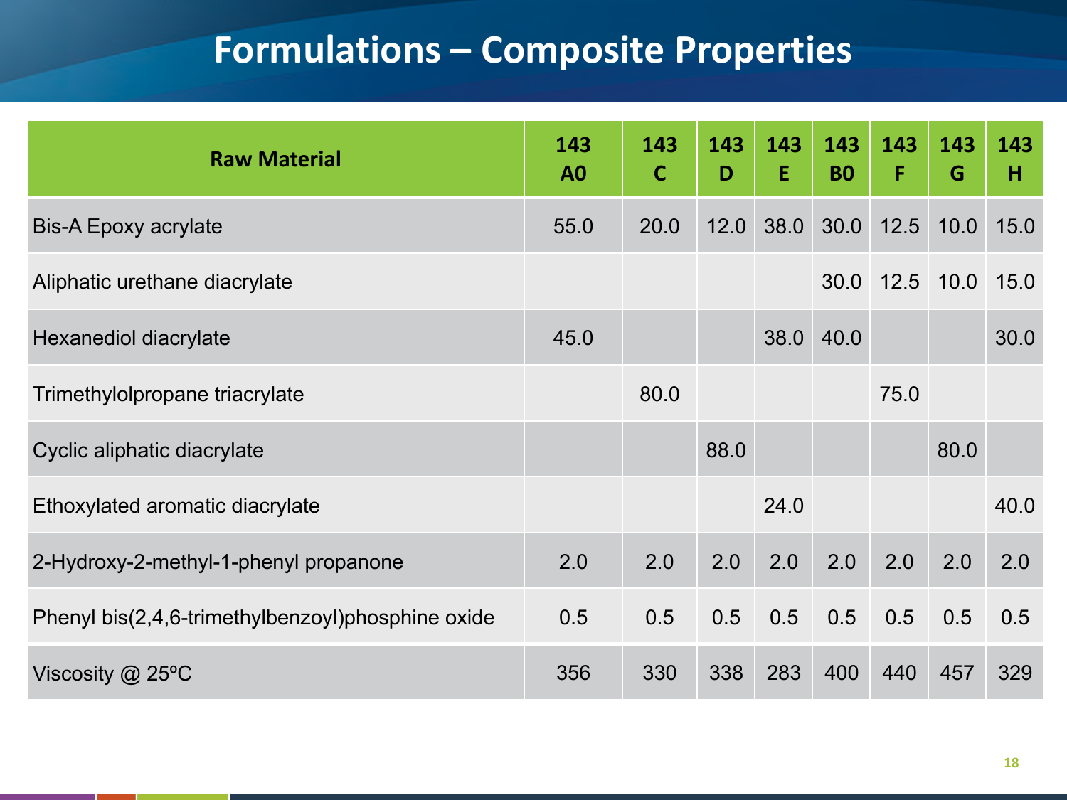# Formulations – Composite Properties

| Raw Material | 143 A0 | 143 C | 143 D | 143 E | 143 B0 | 143 F | 143 G | 143 H |
|---|---|---|---|---|---|---|---|---|
| Bis-A Epoxy acrylate | 55.0 | 20.0 | 12.0 | 38.0 | 30.0 | 12.5 | 10.0 | 15.0 |
| Aliphatic urethane diacrylate | | | | | 30.0 | 12.5 | 10.0 | 15.0 |
| Hexanediol diacrylate | 45.0 | | | 38.0 | 40.0 | | | 30.0 |
| Trimethylolpropane triacrylate | | 80.0 | | | | 75.0 | | |
| Cyclic aliphatic diacrylate | | | 88.0 | | | | 80.0 | |
| Ethoxylated aromatic diacrylate | | | | 24.0 | | | | 40.0 |
| 2-Hydroxy-2-methyl-1-phenyl propanone | 2.0 | 2.0 | 2.0 | 2.0 | 2.0 | 2.0 | 2.0 | 2.0 |
| Phenyl bis(2,4,6-trimethylbenzoyl)phosphine oxide | 0.5 | 0.5 | 0.5 | 0.5 | 0.5 | 0.5 | 0.5 | 0.5 |
| Viscosity @ 25ºC | 356 | 330 | 338 | 283 | 400 | 440 | 457 | 329 |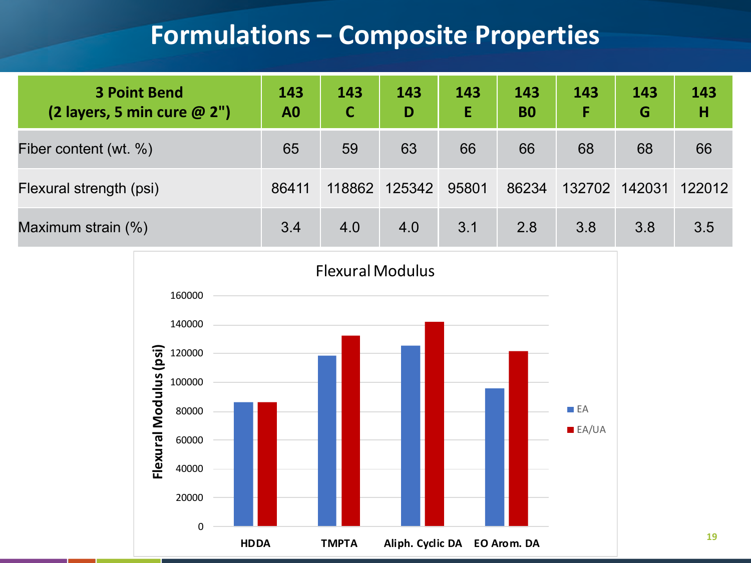# Formulations – Composite Properties

| 3 Point Bend (2 layers, 5 min cure @ 2") | 143 A0 | 143 C | 143 D | 143 E | 143 B0 | 143 F | 143 G | 143 H |
|---|---|---|---|---|---|---|---|---|
| Fiber content (wt. %) | 65 | 59 | 63 | 66 | 66 | 68 | 68 | 66 |
| Flexural strength (psi) | 86411 | 118862 | 125342 | 95801 | 86234 | 132702 | 142031 | 122012 |
| Maximum strain (%) | 3.4 | 4.0 | 4.0 | 3.1 | 2.8 | 3.8 | 3.8 | 3.5 |

Flexural Modulus

| | EA | EA/UA |
|---|---|---|
| HDDA | ~86000 | ~86000 |
| TMPTA | ~119000 | ~133000 |
| Aliph. Cyclic DA | ~125000 | ~142000 |
| EO Arom. DA | ~96000 | ~122000 |

Y-axis: Flexural Modulus (psi), 0 to 160000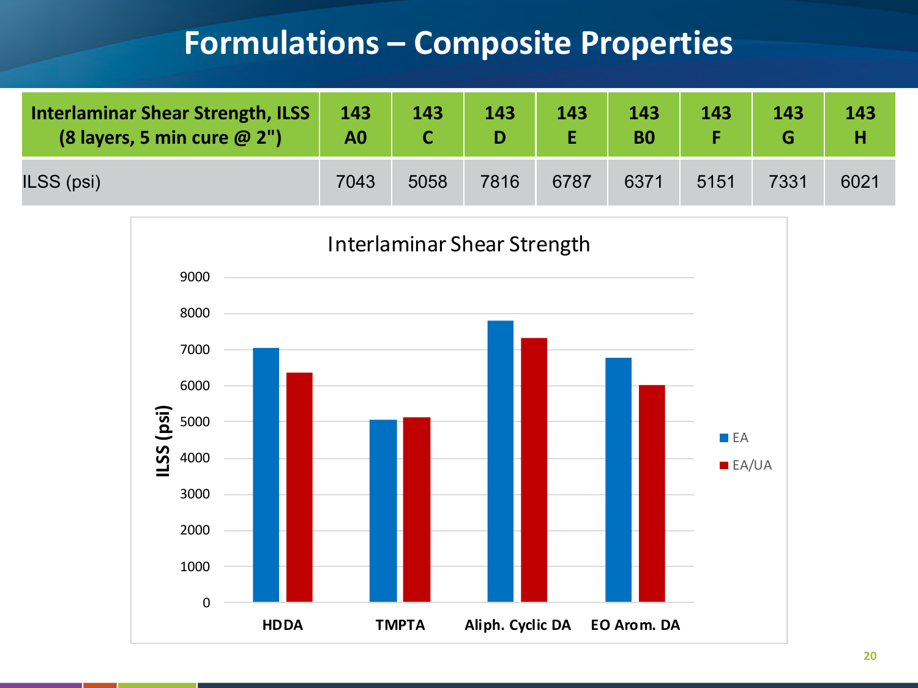# Formulations – Composite Properties

| Interlaminar Shear Strength, ILSS (8 layers, 5 min cure @ 2") | 143 A0 | 143 C | 143 D | 143 E | 143 B0 | 143 F | 143 G | 143 H |
|---|---|---|---|---|---|---|---|---|
| ILSS (psi) | 7043 | 5058 | 7816 | 6787 | 6371 | 5151 | 7331 | 6021 |

Interlaminar Shear Strength

| ILSS (psi) | EA | EA/UA |
|---|---|---|
| HDDA | 7043 | 6371 |
| TMPTA | 5058 | 5151 |
| Aliph. Cyclic DA | 7816 | 7331 |
| EO Arom. DA | 6787 | 6021 |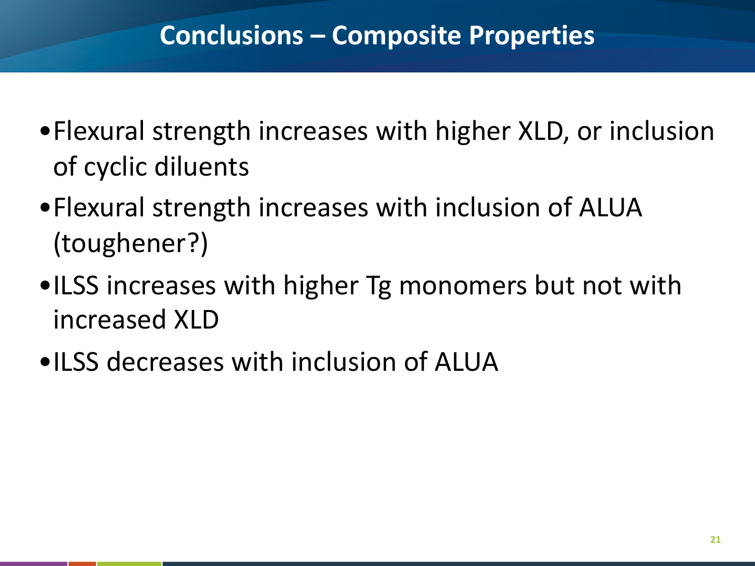# Conclusions – Composite Properties

- Flexural strength increases with higher XLD, or inclusion of cyclic diluents
- Flexural strength increases with inclusion of ALUA (toughener?)
- ILSS increases with higher Tg monomers but not with increased XLD
- ILSS decreases with inclusion of ALUA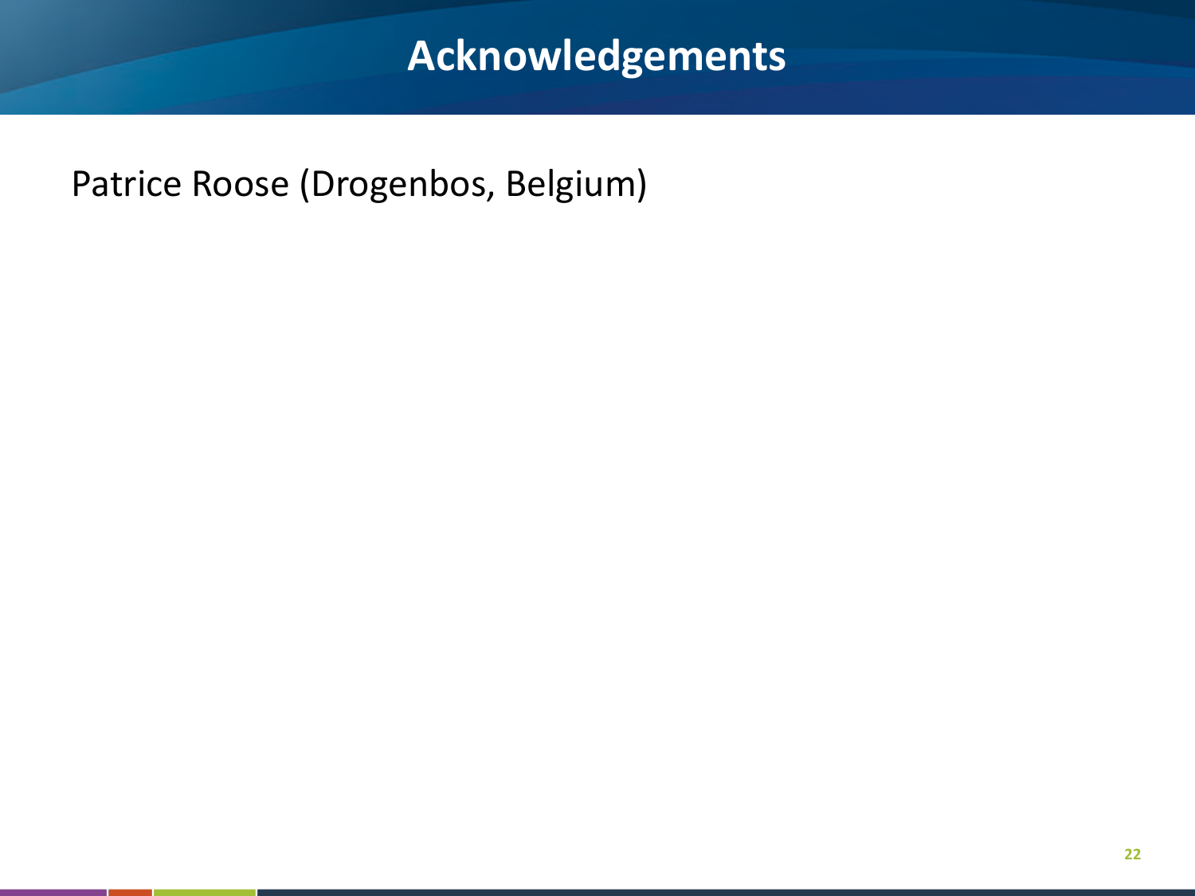# Acknowledgements

Patrice Roose (Drogenbos, Belgium)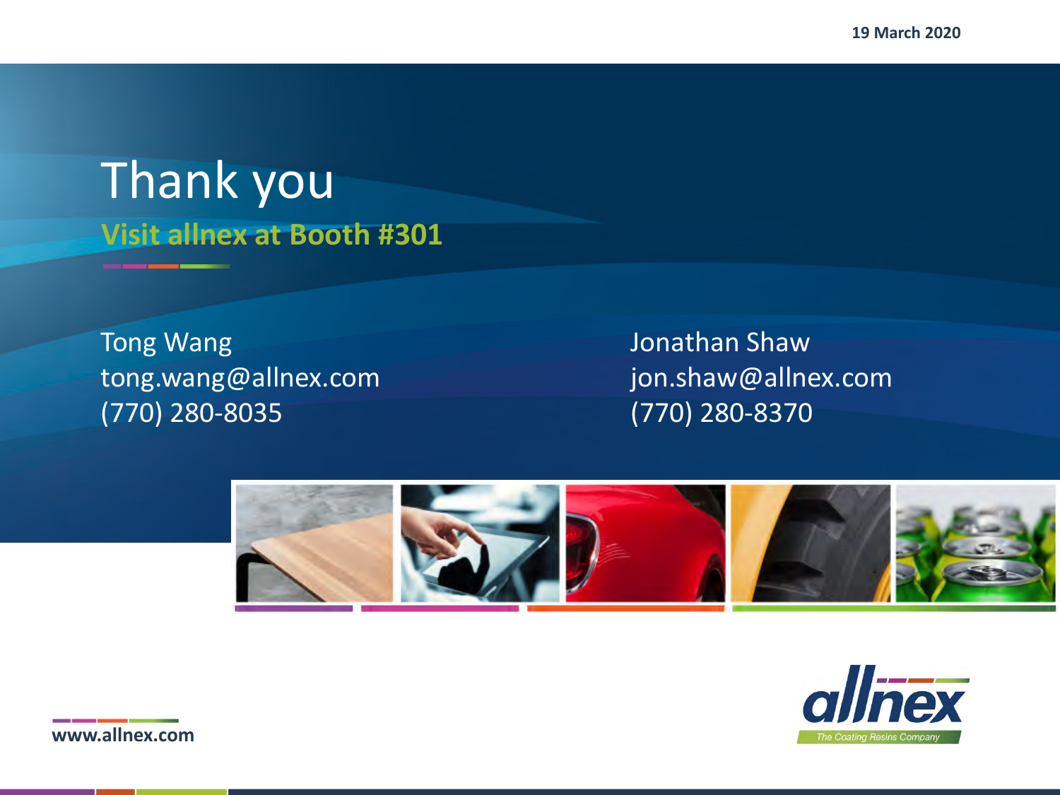19 March 2020

# Thank you

**Visit allnex at Booth #301**

Tong Wang
tong.wang@allnex.com
(770) 280-8035

Jonathan Shaw
jon.shaw@allnex.com
(770) 280-8370

**www.allnex.com**

allnex
*The Coating Resins Company*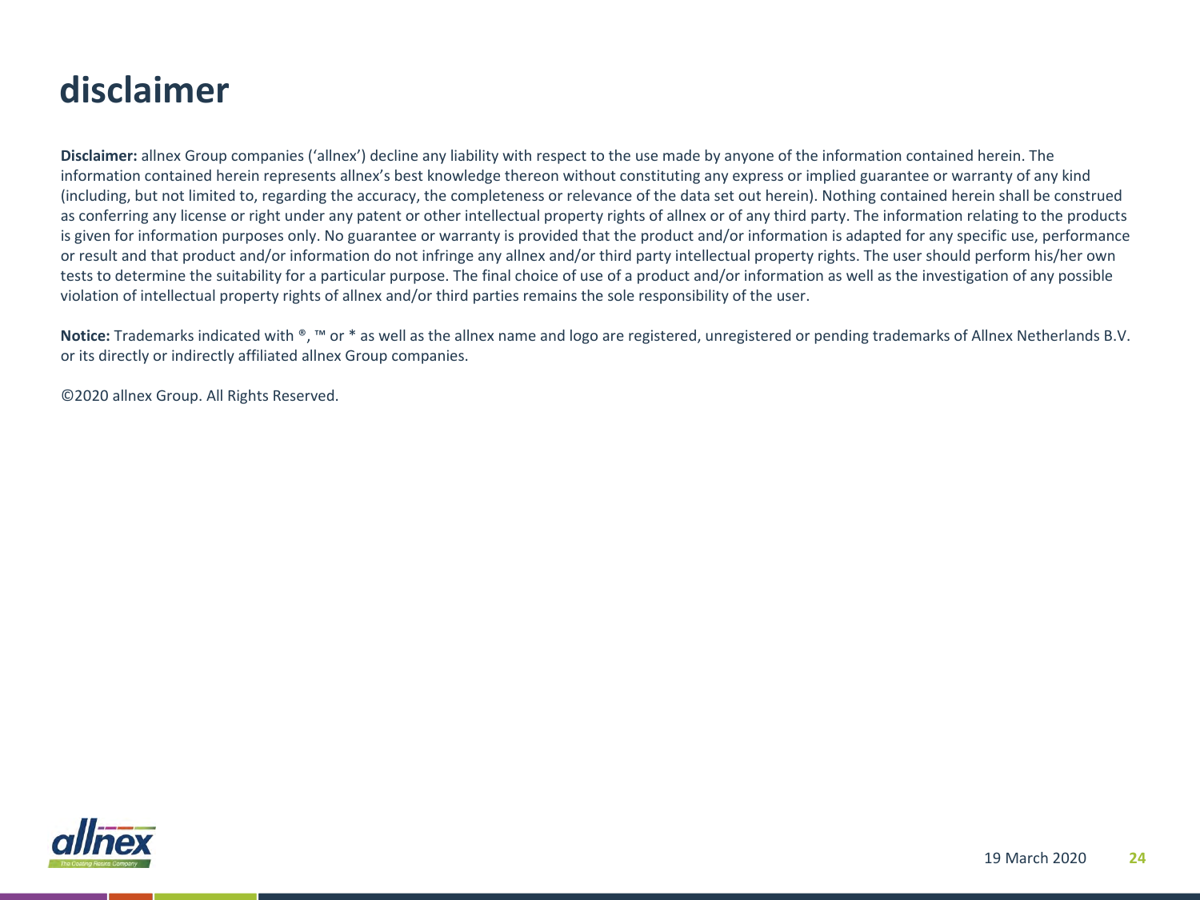# disclaimer

**Disclaimer:** allnex Group companies ('allnex') decline any liability with respect to the use made by anyone of the information contained herein. The information contained herein represents allnex's best knowledge thereon without constituting any express or implied guarantee or warranty of any kind (including, but not limited to, regarding the accuracy, the completeness or relevance of the data set out herein). Nothing contained herein shall be construed as conferring any license or right under any patent or other intellectual property rights of allnex or of any third party. The information relating to the products is given for information purposes only. No guarantee or warranty is provided that the product and/or information is adapted for any specific use, performance or result and that product and/or information do not infringe any allnex and/or third party intellectual property rights. The user should perform his/her own tests to determine the suitability for a particular purpose. The final choice of use of a product and/or information as well as the investigation of any possible violation of intellectual property rights of allnex and/or third parties remains the sole responsibility of the user.

**Notice:** Trademarks indicated with ®, ™ or * as well as the allnex name and logo are registered, unregistered or pending trademarks of Allnex Netherlands B.V. or its directly or indirectly affiliated allnex Group companies.

©2020 allnex Group. All Rights Reserved.